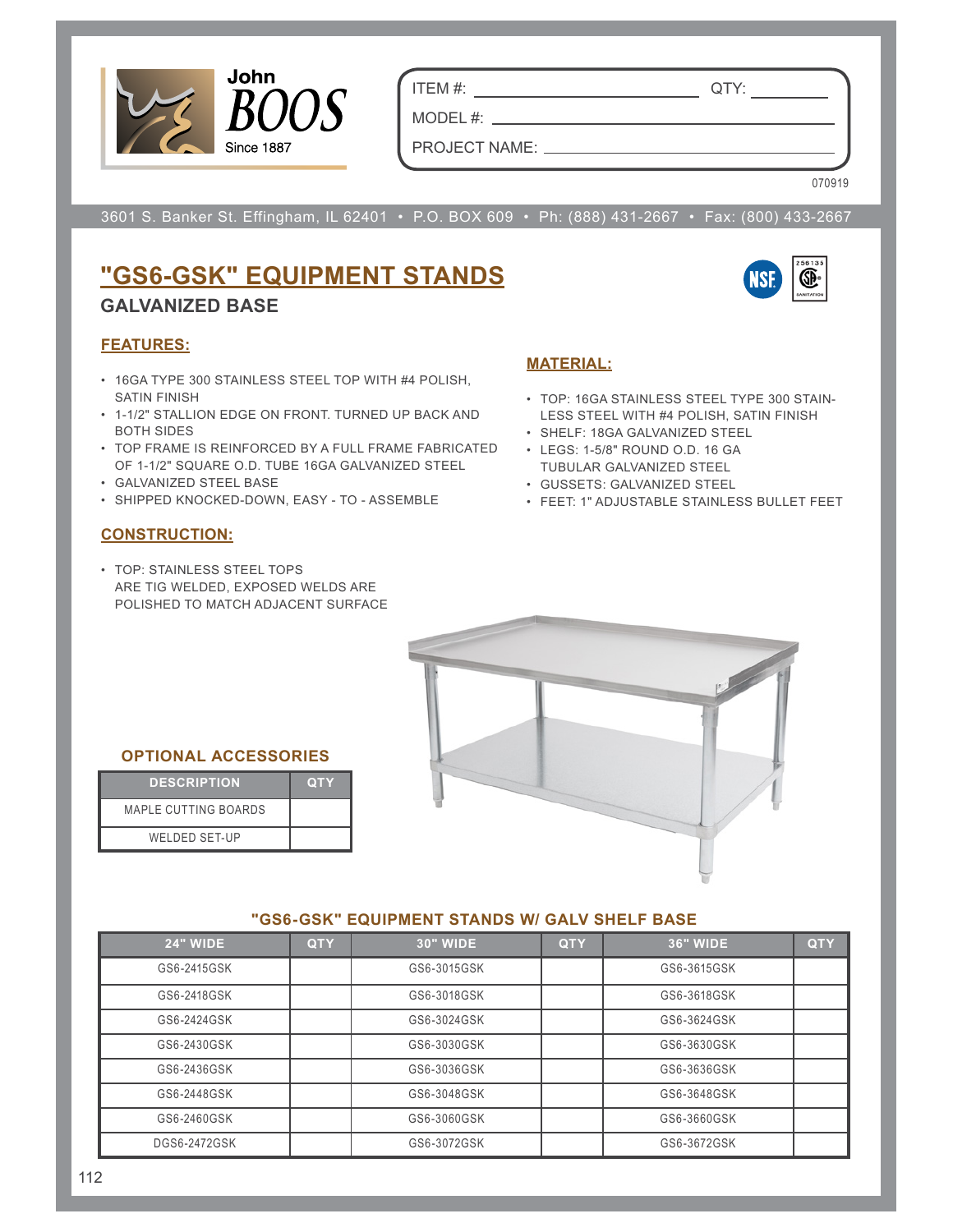John BOOS
Since 1887

ITEM #: ______________________ QTY: __________

MODEL #: ______________________________

PROJECT NAME: __________________________

070919

3601 S. Banker St. Effingham, IL 62401 • P.O. BOX 609 • Ph: (888) 431-2667 • Fax: (800) 433-2667

# "GS6-GSK" EQUIPMENT STANDS

## GALVANIZED BASE

### FEATURES:

- 16GA TYPE 300 STAINLESS STEEL TOP WITH #4 POLISH, SATIN FINISH
- 1-1/2" STALLION EDGE ON FRONT. TURNED UP BACK AND BOTH SIDES
- TOP FRAME IS REINFORCED BY A FULL FRAME FABRICATED OF 1-1/2" SQUARE O.D. TUBE 16GA GALVANIZED STEEL
- GALVANIZED STEEL BASE
- SHIPPED KNOCKED-DOWN, EASY - TO - ASSEMBLE

### MATERIAL:

- TOP: 16GA STAINLESS STEEL TYPE 300 STAINLESS STEEL WITH #4 POLISH, SATIN FINISH
- SHELF: 18GA GALVANIZED STEEL
- LEGS: 1-5/8" ROUND O.D. 16 GA TUBULAR GALVANIZED STEEL
- GUSSETS: GALVANIZED STEEL
- FEET: 1" ADJUSTABLE STAINLESS BULLET FEET

### CONSTRUCTION:

- TOP: STAINLESS STEEL TOPS ARE TIG WELDED, EXPOSED WELDS ARE POLISHED TO MATCH ADJACENT SURFACE

### OPTIONAL ACCESSORIES

| DESCRIPTION | QTY |
|---|---|
| MAPLE CUTTING BOARDS | |
| WELDED SET-UP | |

### "GS6-GSK" EQUIPMENT STANDS W/ GALV SHELF BASE

| 24" WIDE | QTY | 30" WIDE | QTY | 36" WIDE | QTY |
|---|---|---|---|---|---|
| GS6-2415GSK | | GS6-3015GSK | | GS6-3615GSK | |
| GS6-2418GSK | | GS6-3018GSK | | GS6-3618GSK | |
| GS6-2424GSK | | GS6-3024GSK | | GS6-3624GSK | |
| GS6-2430GSK | | GS6-3030GSK | | GS6-3630GSK | |
| GS6-2436GSK | | GS6-3036GSK | | GS6-3636GSK | |
| GS6-2448GSK | | GS6-3048GSK | | GS6-3648GSK | |
| GS6-2460GSK | | GS6-3060GSK | | GS6-3660GSK | |
| DGS6-2472GSK | | GS6-3072GSK | | GS6-3672GSK | |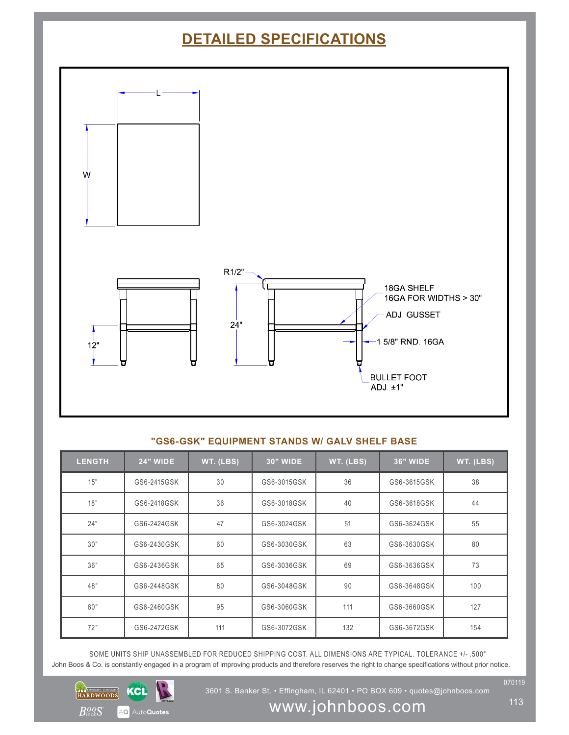# DETAILED SPECIFICATIONS

L

W

12"

R1/2"

24"

18GA SHELF
16GA FOR WIDTHS > 30"

ADJ. GUSSET

1 5/8" RND. 16GA

BULLET FOOT
ADJ. ±1"

### "GS6-GSK" EQUIPMENT STANDS W/ GALV SHELF BASE

| LENGTH | 24" WIDE | WT. (LBS) | 30" WIDE | WT. (LBS) | 36" WIDE | WT. (LBS) |
|---|---|---|---|---|---|---|
| 15" | GS6-2415GSK | 30 | GS6-3015GSK | 36 | GS6-3615GSK | 38 |
| 18" | GS6-2418GSK | 36 | GS6-3018GSK | 40 | GS6-3618GSK | 44 |
| 24" | GS6-2424GSK | 47 | GS6-3024GSK | 51 | GS6-3624GSK | 55 |
| 30" | GS6-2430GSK | 60 | GS6-3030GSK | 63 | GS6-3630GSK | 80 |
| 36" | GS6-2436GSK | 65 | GS6-3036GSK | 69 | GS6-3636GSK | 73 |
| 48" | GS6-2448GSK | 80 | GS6-3048GSK | 90 | GS6-3648GSK | 100 |
| 60" | GS6-2460GSK | 95 | GS6-3060GSK | 111 | GS6-3660GSK | 127 |
| 72" | GS6-2472GSK | 111 | GS6-3072GSK | 132 | GS6-3672GSK | 154 |

SOME UNITS SHIP UNASSEMBLED FOR REDUCED SHIPPING COST. ALL DIMENSIONS ARE TYPICAL. TOLERANCE +/- .500"

John Boos & Co. is constantly engaged in a program of improving products and therefore reserves the right to change specifications without prior notice.

3601 S. Banker St. • Effingham, IL 62401 • PO BOX 609 • quotes@johnboos.com

www.johnboos.com

070119